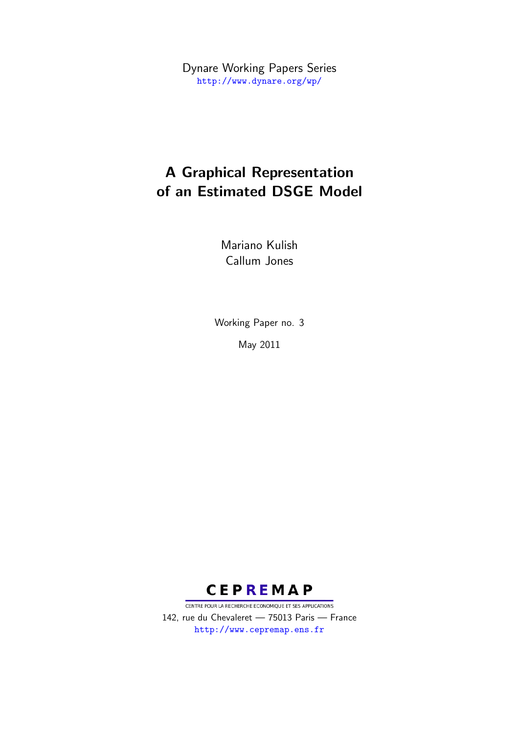Dynare Working Papers Series
http://www.dynare.org/wp/

# A Graphical Representation of an Estimated DSGE Model

Mariano Kulish
Callum Jones

Working Paper no. 3

May 2011

**CEPREMAP**

CENTRE POUR LA RECHERCHE ECONOMIQUE ET SES APPLICATIONS

142, rue du Chevaleret — 75013 Paris — France
http://www.cepremap.ens.fr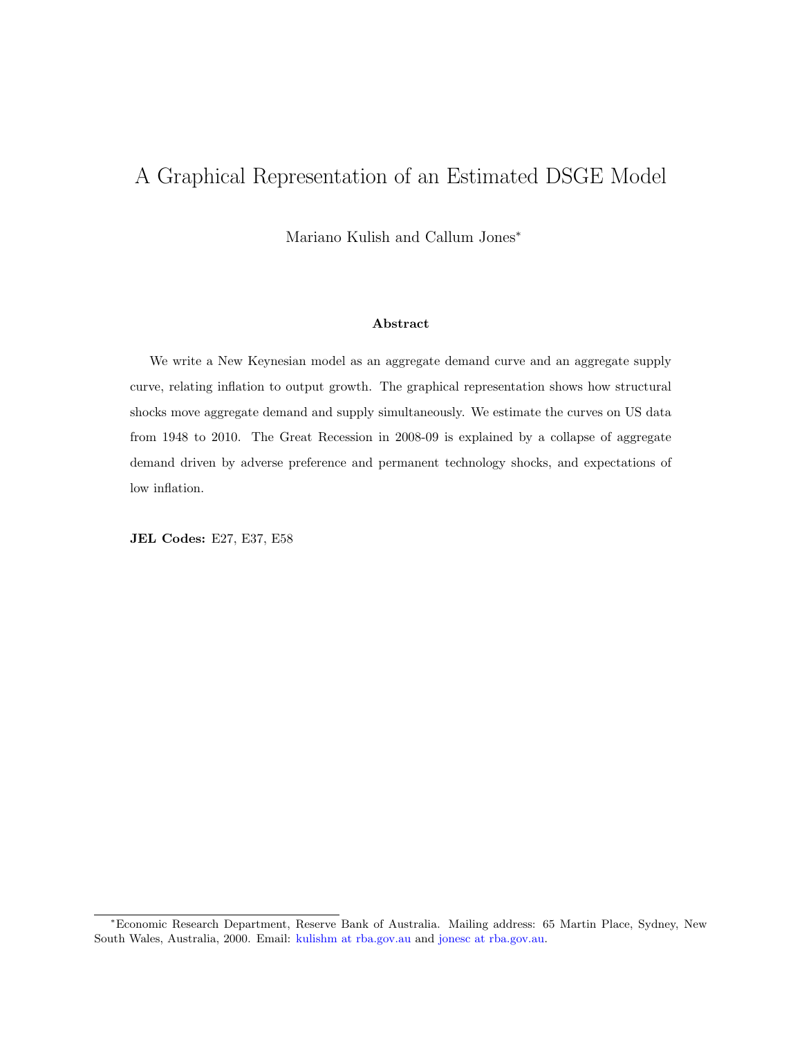# A Graphical Representation of an Estimated DSGE Model

Mariano Kulish and Callum Jones*

**Abstract**

We write a New Keynesian model as an aggregate demand curve and an aggregate supply curve, relating inflation to output growth. The graphical representation shows how structural shocks move aggregate demand and supply simultaneously. We estimate the curves on US data from 1948 to 2010. The Great Recession in 2008-09 is explained by a collapse of aggregate demand driven by adverse preference and permanent technology shocks, and expectations of low inflation.

**JEL Codes:** E27, E37, E58

*Economic Research Department, Reserve Bank of Australia. Mailing address: 65 Martin Place, Sydney, New South Wales, Australia, 2000. Email: kulishm at rba.gov.au and jonesc at rba.gov.au.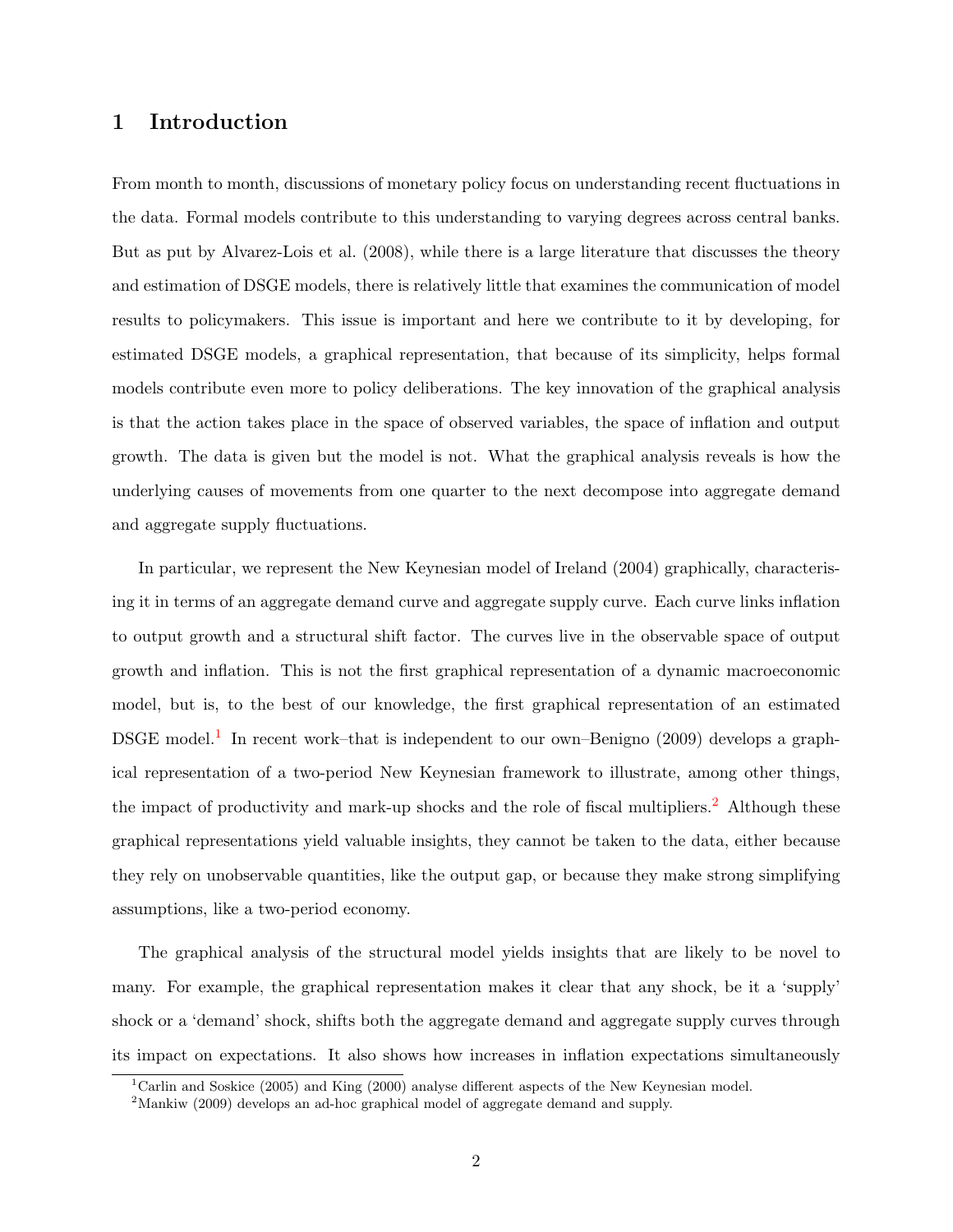## 1 Introduction

From month to month, discussions of monetary policy focus on understanding recent fluctuations in the data. Formal models contribute to this understanding to varying degrees across central banks. But as put by Alvarez-Lois et al. (2008), while there is a large literature that discusses the theory and estimation of DSGE models, there is relatively little that examines the communication of model results to policymakers. This issue is important and here we contribute to it by developing, for estimated DSGE models, a graphical representation, that because of its simplicity, helps formal models contribute even more to policy deliberations. The key innovation of the graphical analysis is that the action takes place in the space of observed variables, the space of inflation and output growth. The data is given but the model is not. What the graphical analysis reveals is how the underlying causes of movements from one quarter to the next decompose into aggregate demand and aggregate supply fluctuations.

In particular, we represent the New Keynesian model of Ireland (2004) graphically, characterising it in terms of an aggregate demand curve and aggregate supply curve. Each curve links inflation to output growth and a structural shift factor. The curves live in the observable space of output growth and inflation. This is not the first graphical representation of a dynamic macroeconomic model, but is, to the best of our knowledge, the first graphical representation of an estimated DSGE model.[1] In recent work–that is independent to our own–Benigno (2009) develops a graphical representation of a two-period New Keynesian framework to illustrate, among other things, the impact of productivity and mark-up shocks and the role of fiscal multipliers.[2] Although these graphical representations yield valuable insights, they cannot be taken to the data, either because they rely on unobservable quantities, like the output gap, or because they make strong simplifying assumptions, like a two-period economy.

The graphical analysis of the structural model yields insights that are likely to be novel to many. For example, the graphical representation makes it clear that any shock, be it a 'supply' shock or a 'demand' shock, shifts both the aggregate demand and aggregate supply curves through its impact on expectations. It also shows how increases in inflation expectations simultaneously

[1] Carlin and Soskice (2005) and King (2000) analyse different aspects of the New Keynesian model.

[2] Mankiw (2009) develops an ad-hoc graphical model of aggregate demand and supply.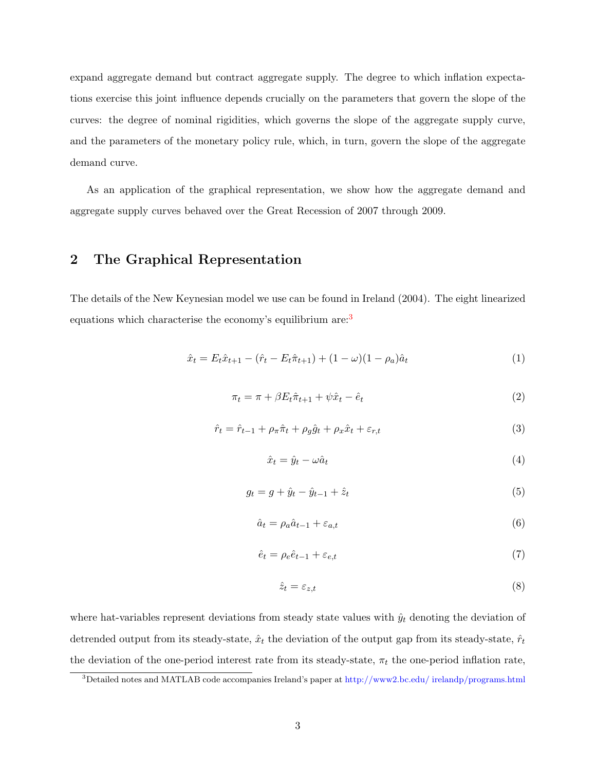expand aggregate demand but contract aggregate supply. The degree to which inflation expectations exercise this joint influence depends crucially on the parameters that govern the slope of the curves: the degree of nominal rigidities, which governs the slope of the aggregate supply curve, and the parameters of the monetary policy rule, which, in turn, govern the slope of the aggregate demand curve.

As an application of the graphical representation, we show how the aggregate demand and aggregate supply curves behaved over the Great Recession of 2007 through 2009.

## 2 The Graphical Representation

The details of the New Keynesian model we use can be found in Ireland (2004). The eight linearized equations which characterise the economy's equilibrium are:[3]

$$\hat{x}_t = E_t \hat{x}_{t+1} - (\hat{r}_t - E_t \hat{\pi}_{t+1}) + (1 - \omega)(1 - \rho_a)\hat{a}_t \tag{1}$$

$$\pi_t = \pi + \beta E_t \hat{\pi}_{t+1} + \psi \hat{x}_t - \hat{e}_t \tag{2}$$

$$\hat{r}_t = \hat{r}_{t-1} + \rho_\pi \hat{\pi}_t + \rho_g \hat{g}_t + \rho_x \hat{x}_t + \varepsilon_{r,t} \tag{3}$$

$$\hat{x}_t = \hat{y}_t - \omega \hat{a}_t \tag{4}$$

$$g_t = g + \hat{y}_t - \hat{y}_{t-1} + \hat{z}_t \tag{5}$$

$$\hat{a}_t = \rho_a \hat{a}_{t-1} + \varepsilon_{a,t} \tag{6}$$

$$\hat{e}_t = \rho_e \hat{e}_{t-1} + \varepsilon_{e,t} \tag{7}$$

$$\hat{z}_t = \varepsilon_{z,t} \tag{8}$$

where hat-variables represent deviations from steady state values with $\hat{y}_t$ denoting the deviation of detrended output from its steady-state, $\hat{x}_t$ the deviation of the output gap from its steady-state, $\hat{r}_t$ the deviation of the one-period interest rate from its steady-state, $\pi_t$ the one-period inflation rate,

[3] Detailed notes and MATLAB code accompanies Ireland's paper at http://www2.bc.edu/ irelandp/programs.html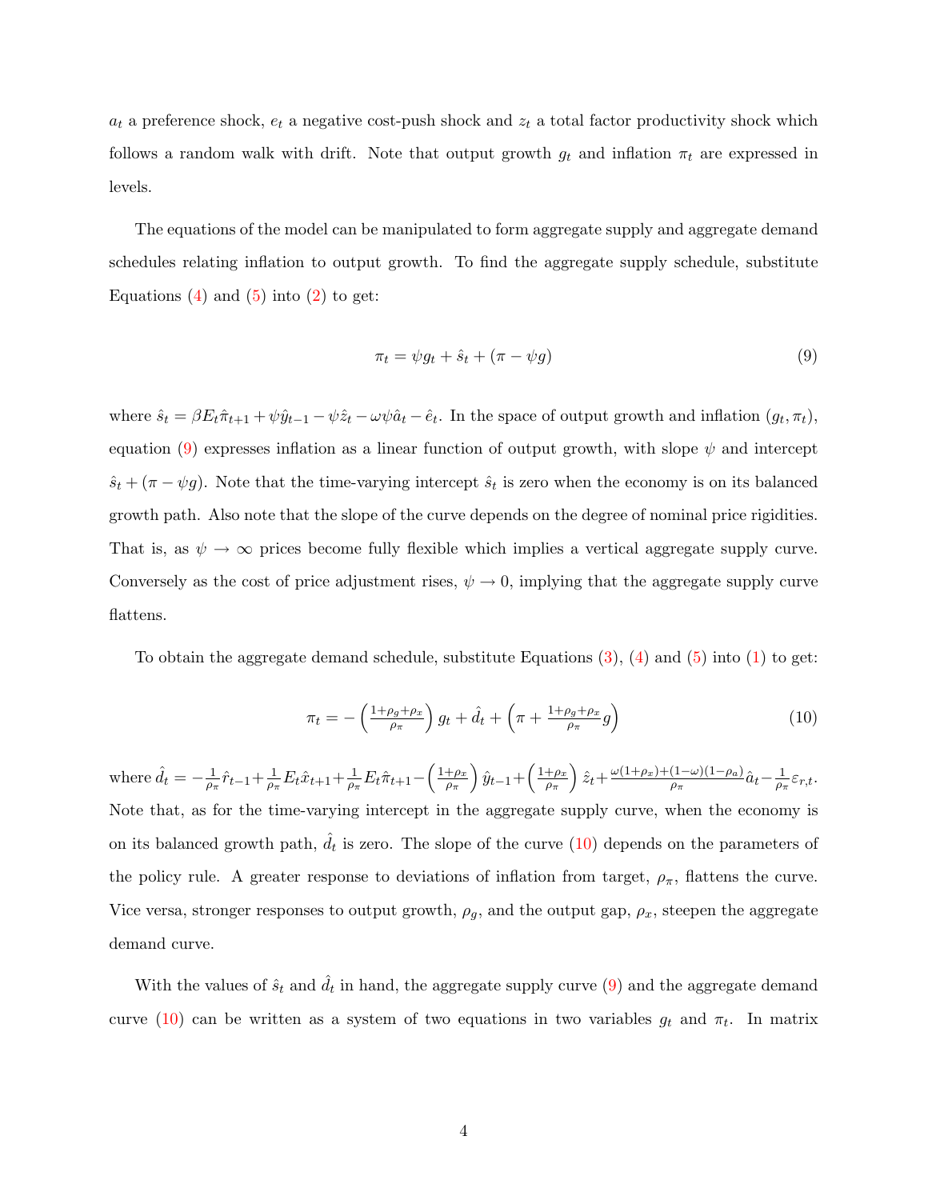$a_t$ a preference shock, $e_t$ a negative cost-push shock and $z_t$ a total factor productivity shock which follows a random walk with drift. Note that output growth $g_t$ and inflation $\pi_t$ are expressed in levels.

The equations of the model can be manipulated to form aggregate supply and aggregate demand schedules relating inflation to output growth. To find the aggregate supply schedule, substitute Equations (4) and (5) into (2) to get:

$$\pi_t = \psi g_t + \hat{s}_t + (\pi - \psi g) \tag{9}$$

where $\hat{s}_t = \beta E_t \hat{\pi}_{t+1} + \psi \hat{y}_{t-1} - \psi \hat{z}_t - \omega \psi \hat{a}_t - \hat{e}_t$. In the space of output growth and inflation $(g_t, \pi_t)$, equation (9) expresses inflation as a linear function of output growth, with slope $\psi$ and intercept $\hat{s}_t + (\pi - \psi g)$. Note that the time-varying intercept $\hat{s}_t$ is zero when the economy is on its balanced growth path. Also note that the slope of the curve depends on the degree of nominal price rigidities. That is, as $\psi \to \infty$ prices become fully flexible which implies a vertical aggregate supply curve. Conversely as the cost of price adjustment rises, $\psi \to 0$, implying that the aggregate supply curve flattens.

To obtain the aggregate demand schedule, substitute Equations (3), (4) and (5) into (1) to get:

$$\pi_t = -\left(\frac{1+\rho_g+\rho_x}{\rho_\pi}\right) g_t + \hat{d}_t + \left(\pi + \frac{1+\rho_g+\rho_x}{\rho_\pi} g\right) \tag{10}$$

where $\hat{d}_t = -\frac{1}{\rho_\pi}\hat{r}_{t-1} + \frac{1}{\rho_\pi}E_t\hat{x}_{t+1} + \frac{1}{\rho_\pi}E_t\hat{\pi}_{t+1} - \left(\frac{1+\rho_x}{\rho_\pi}\right)\hat{y}_{t-1} + \left(\frac{1+\rho_x}{\rho_\pi}\right)\hat{z}_t + \frac{\omega(1+\rho_x)+(1-\omega)(1-\rho_a)}{\rho_\pi}\hat{a}_t - \frac{1}{\rho_\pi}\varepsilon_{r,t}$. Note that, as for the time-varying intercept in the aggregate supply curve, when the economy is on its balanced growth path, $\hat{d}_t$ is zero. The slope of the curve (10) depends on the parameters of the policy rule. A greater response to deviations of inflation from target, $\rho_\pi$, flattens the curve. Vice versa, stronger responses to output growth, $\rho_g$, and the output gap, $\rho_x$, steepen the aggregate demand curve.

With the values of $\hat{s}_t$ and $\hat{d}_t$ in hand, the aggregate supply curve (9) and the aggregate demand curve (10) can be written as a system of two equations in two variables $g_t$ and $\pi_t$. In matrix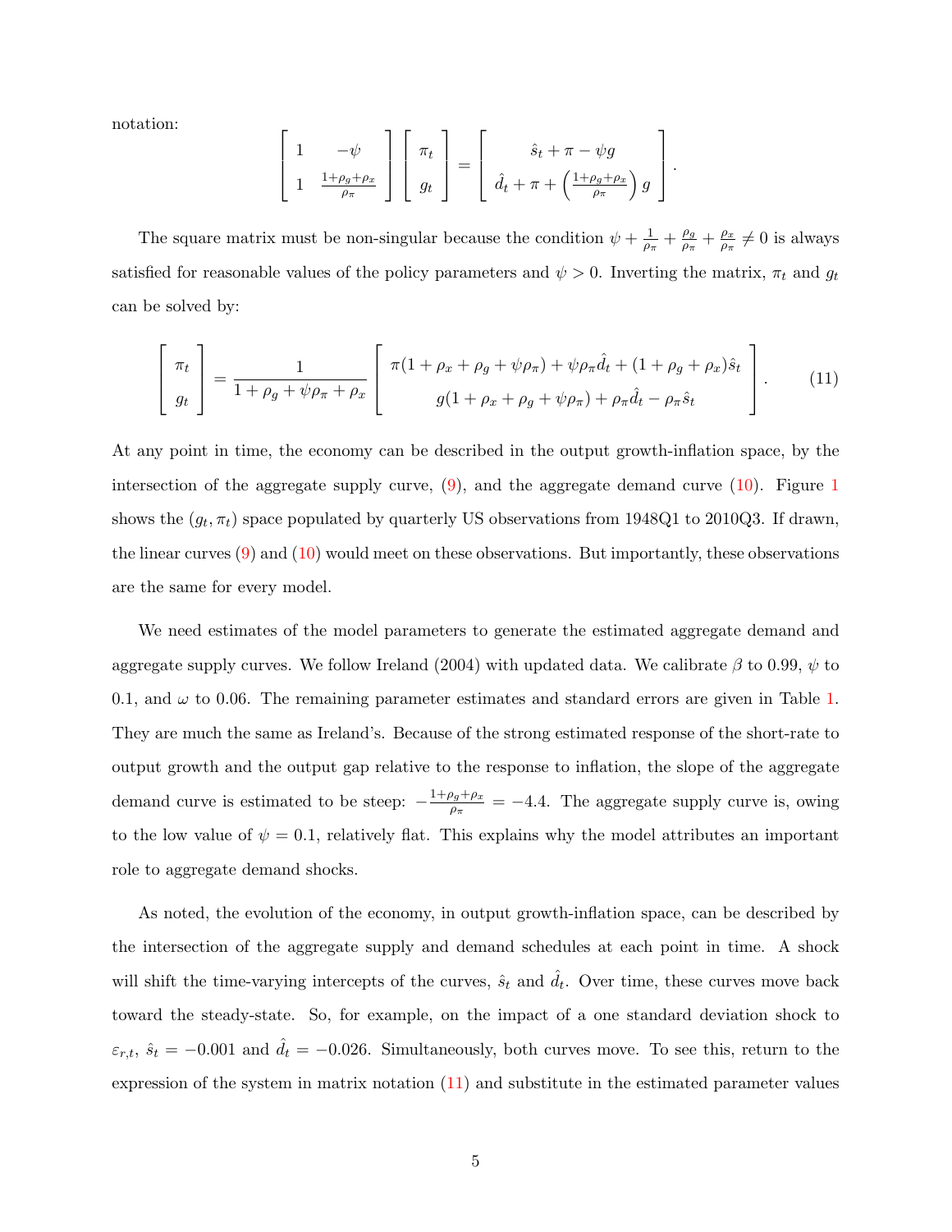notation:

$$\begin{bmatrix} 1 & -\psi \\ 1 & \frac{1+\rho_g+\rho_x}{\rho_\pi} \end{bmatrix} \begin{bmatrix} \pi_t \\ g_t \end{bmatrix} = \begin{bmatrix} \hat{s}_t + \pi - \psi g \\ \hat{d}_t + \pi + \left(\frac{1+\rho_g+\rho_x}{\rho_\pi}\right) g \end{bmatrix}.$$

The square matrix must be non-singular because the condition $\psi + \frac{1}{\rho_\pi} + \frac{\rho_g}{\rho_\pi} + \frac{\rho_x}{\rho_\pi} \neq 0$ is always satisfied for reasonable values of the policy parameters and $\psi > 0$. Inverting the matrix, $\pi_t$ and $g_t$ can be solved by:

$$\begin{bmatrix} \pi_t \\ g_t \end{bmatrix} = \frac{1}{1+\rho_g+\psi\rho_\pi+\rho_x} \begin{bmatrix} \pi(1+\rho_x+\rho_g+\psi\rho_\pi) + \psi\rho_\pi\hat{d}_t + (1+\rho_g+\rho_x)\hat{s}_t \\ g(1+\rho_x+\rho_g+\psi\rho_\pi) + \rho_\pi\hat{d}_t - \rho_\pi\hat{s}_t \end{bmatrix}. \tag{11}$$

At any point in time, the economy can be described in the output growth-inflation space, by the intersection of the aggregate supply curve, (9), and the aggregate demand curve (10). Figure 1 shows the $(g_t, \pi_t)$ space populated by quarterly US observations from 1948Q1 to 2010Q3. If drawn, the linear curves (9) and (10) would meet on these observations. But importantly, these observations are the same for every model.

We need estimates of the model parameters to generate the estimated aggregate demand and aggregate supply curves. We follow Ireland (2004) with updated data. We calibrate $\beta$ to 0.99, $\psi$ to 0.1, and $\omega$ to 0.06. The remaining parameter estimates and standard errors are given in Table 1. They are much the same as Ireland's. Because of the strong estimated response of the short-rate to output growth and the output gap relative to the response to inflation, the slope of the aggregate demand curve is estimated to be steep: $-\frac{1+\rho_g+\rho_x}{\rho_\pi} = -4.4$. The aggregate supply curve is, owing to the low value of $\psi = 0.1$, relatively flat. This explains why the model attributes an important role to aggregate demand shocks.

As noted, the evolution of the economy, in output growth-inflation space, can be described by the intersection of the aggregate supply and demand schedules at each point in time. A shock will shift the time-varying intercepts of the curves, $\hat{s}_t$ and $\hat{d}_t$. Over time, these curves move back toward the steady-state. So, for example, on the impact of a one standard deviation shock to $\varepsilon_{r,t}$, $\hat{s}_t = -0.001$ and $\hat{d}_t = -0.026$. Simultaneously, both curves move. To see this, return to the expression of the system in matrix notation (11) and substitute in the estimated parameter values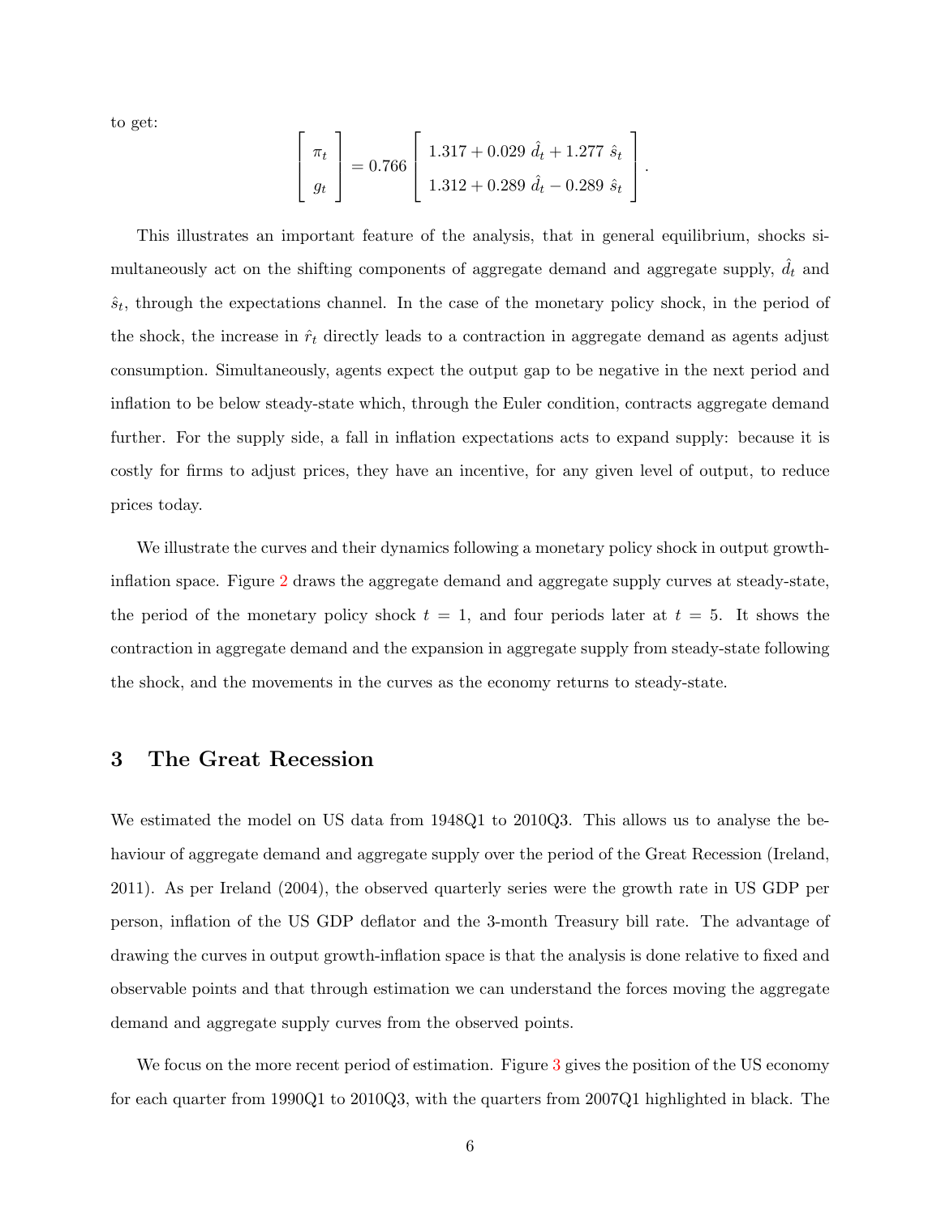to get:

$$\begin{bmatrix} \pi_t \\ g_t \end{bmatrix} = 0.766 \begin{bmatrix} 1.317 + 0.029 \; \hat{d}_t + 1.277 \; \hat{s}_t \\ 1.312 + 0.289 \; \hat{d}_t - 0.289 \; \hat{s}_t \end{bmatrix}.$$

This illustrates an important feature of the analysis, that in general equilibrium, shocks simultaneously act on the shifting components of aggregate demand and aggregate supply, $\hat{d}_t$ and $\hat{s}_t$, through the expectations channel. In the case of the monetary policy shock, in the period of the shock, the increase in $\hat{r}_t$ directly leads to a contraction in aggregate demand as agents adjust consumption. Simultaneously, agents expect the output gap to be negative in the next period and inflation to be below steady-state which, through the Euler condition, contracts aggregate demand further. For the supply side, a fall in inflation expectations acts to expand supply: because it is costly for firms to adjust prices, they have an incentive, for any given level of output, to reduce prices today.

We illustrate the curves and their dynamics following a monetary policy shock in output growth-inflation space. Figure 2 draws the aggregate demand and aggregate supply curves at steady-state, the period of the monetary policy shock $t = 1$, and four periods later at $t = 5$. It shows the contraction in aggregate demand and the expansion in aggregate supply from steady-state following the shock, and the movements in the curves as the economy returns to steady-state.

# 3 The Great Recession

We estimated the model on US data from 1948Q1 to 2010Q3. This allows us to analyse the behaviour of aggregate demand and aggregate supply over the period of the Great Recession (Ireland, 2011). As per Ireland (2004), the observed quarterly series were the growth rate in US GDP per person, inflation of the US GDP deflator and the 3-month Treasury bill rate. The advantage of drawing the curves in output growth-inflation space is that the analysis is done relative to fixed and observable points and that through estimation we can understand the forces moving the aggregate demand and aggregate supply curves from the observed points.

We focus on the more recent period of estimation. Figure 3 gives the position of the US economy for each quarter from 1990Q1 to 2010Q3, with the quarters from 2007Q1 highlighted in black. The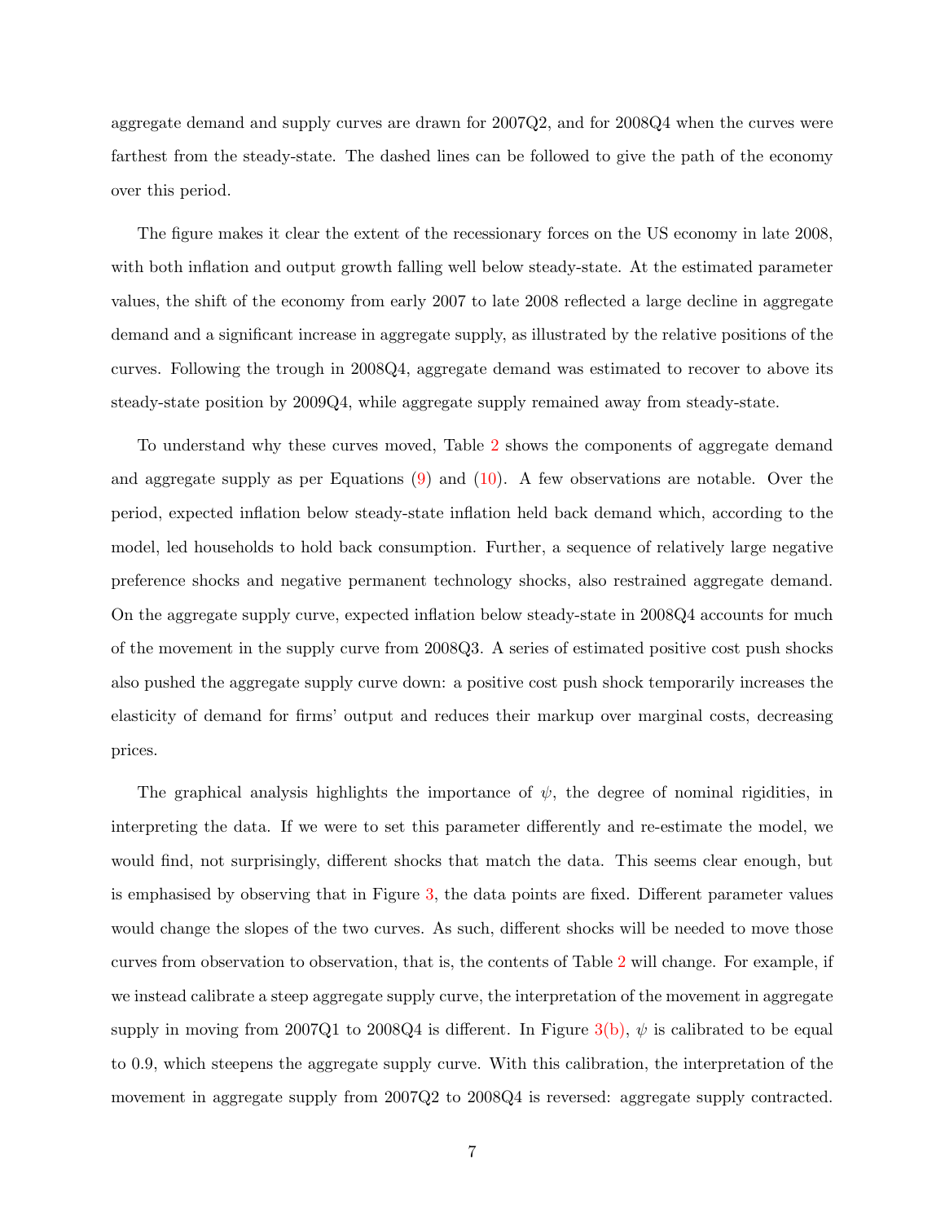aggregate demand and supply curves are drawn for 2007Q2, and for 2008Q4 when the curves were farthest from the steady-state. The dashed lines can be followed to give the path of the economy over this period.

The figure makes it clear the extent of the recessionary forces on the US economy in late 2008, with both inflation and output growth falling well below steady-state. At the estimated parameter values, the shift of the economy from early 2007 to late 2008 reflected a large decline in aggregate demand and a significant increase in aggregate supply, as illustrated by the relative positions of the curves. Following the trough in 2008Q4, aggregate demand was estimated to recover to above its steady-state position by 2009Q4, while aggregate supply remained away from steady-state.

To understand why these curves moved, Table 2 shows the components of aggregate demand and aggregate supply as per Equations (9) and (10). A few observations are notable. Over the period, expected inflation below steady-state inflation held back demand which, according to the model, led households to hold back consumption. Further, a sequence of relatively large negative preference shocks and negative permanent technology shocks, also restrained aggregate demand. On the aggregate supply curve, expected inflation below steady-state in 2008Q4 accounts for much of the movement in the supply curve from 2008Q3. A series of estimated positive cost push shocks also pushed the aggregate supply curve down: a positive cost push shock temporarily increases the elasticity of demand for firms' output and reduces their markup over marginal costs, decreasing prices.

The graphical analysis highlights the importance of $\psi$, the degree of nominal rigidities, in interpreting the data. If we were to set this parameter differently and re-estimate the model, we would find, not surprisingly, different shocks that match the data. This seems clear enough, but is emphasised by observing that in Figure 3, the data points are fixed. Different parameter values would change the slopes of the two curves. As such, different shocks will be needed to move those curves from observation to observation, that is, the contents of Table 2 will change. For example, if we instead calibrate a steep aggregate supply curve, the interpretation of the movement in aggregate supply in moving from 2007Q1 to 2008Q4 is different. In Figure 3(b), $\psi$ is calibrated to be equal to 0.9, which steepens the aggregate supply curve. With this calibration, the interpretation of the movement in aggregate supply from 2007Q2 to 2008Q4 is reversed: aggregate supply contracted.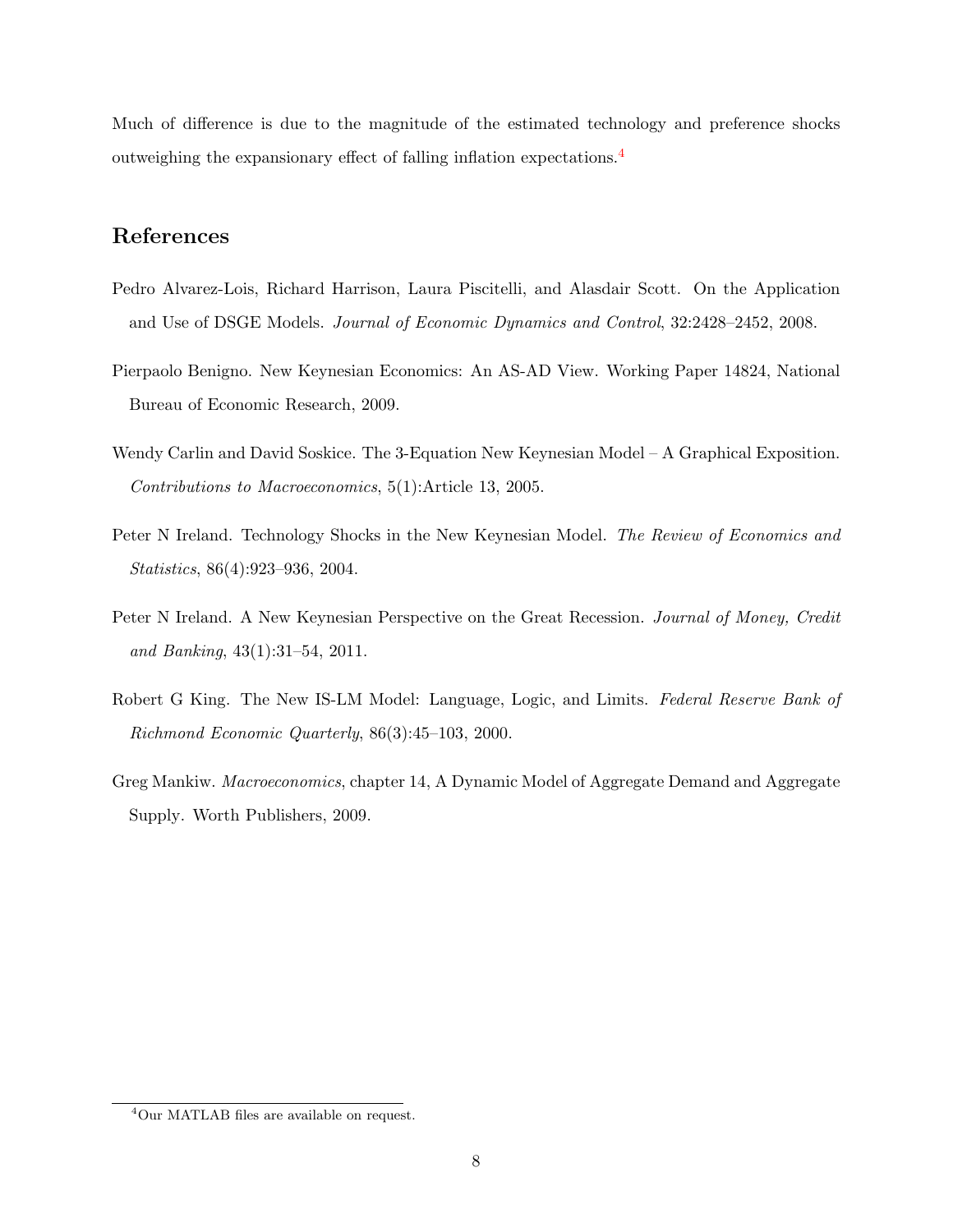Much of difference is due to the magnitude of the estimated technology and preference shocks outweighing the expansionary effect of falling inflation expectations.[4]

## References

Pedro Alvarez-Lois, Richard Harrison, Laura Piscitelli, and Alasdair Scott. On the Application and Use of DSGE Models. *Journal of Economic Dynamics and Control*, 32:2428–2452, 2008.

Pierpaolo Benigno. New Keynesian Economics: An AS-AD View. Working Paper 14824, National Bureau of Economic Research, 2009.

Wendy Carlin and David Soskice. The 3-Equation New Keynesian Model – A Graphical Exposition. *Contributions to Macroeconomics*, 5(1):Article 13, 2005.

Peter N Ireland. Technology Shocks in the New Keynesian Model. *The Review of Economics and Statistics*, 86(4):923–936, 2004.

Peter N Ireland. A New Keynesian Perspective on the Great Recession. *Journal of Money, Credit and Banking*, 43(1):31–54, 2011.

Robert G King. The New IS-LM Model: Language, Logic, and Limits. *Federal Reserve Bank of Richmond Economic Quarterly*, 86(3):45–103, 2000.

Greg Mankiw. *Macroeconomics*, chapter 14, A Dynamic Model of Aggregate Demand and Aggregate Supply. Worth Publishers, 2009.

[4] Our MATLAB files are available on request.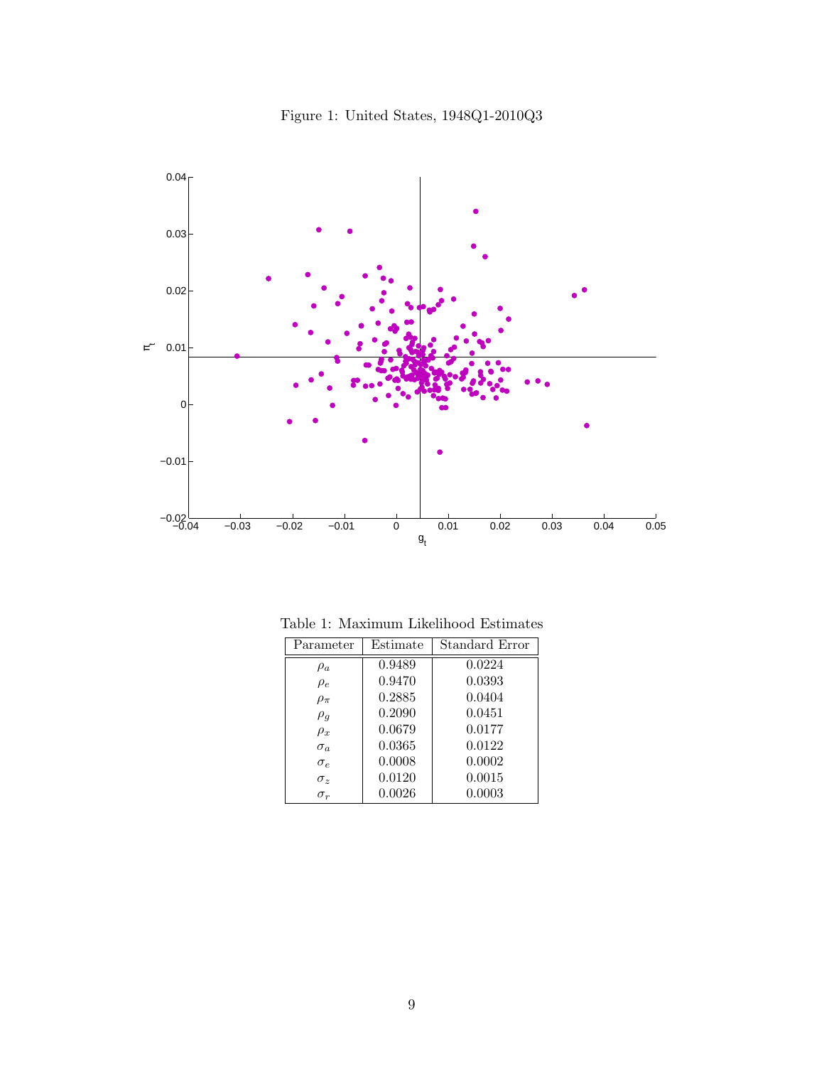Figure 1: United States, 1948Q1-2010Q3

Table 1: Maximum Likelihood Estimates

| Parameter | Estimate | Standard Error |
|---|---|---|
| $\rho_a$ | 0.9489 | 0.0224 |
| $\rho_e$ | 0.9470 | 0.0393 |
| $\rho_\pi$ | 0.2885 | 0.0404 |
| $\rho_g$ | 0.2090 | 0.0451 |
| $\rho_x$ | 0.0679 | 0.0177 |
| $\sigma_a$ | 0.0365 | 0.0122 |
| $\sigma_e$ | 0.0008 | 0.0002 |
| $\sigma_z$ | 0.0120 | 0.0015 |
| $\sigma_r$ | 0.0026 | 0.0003 |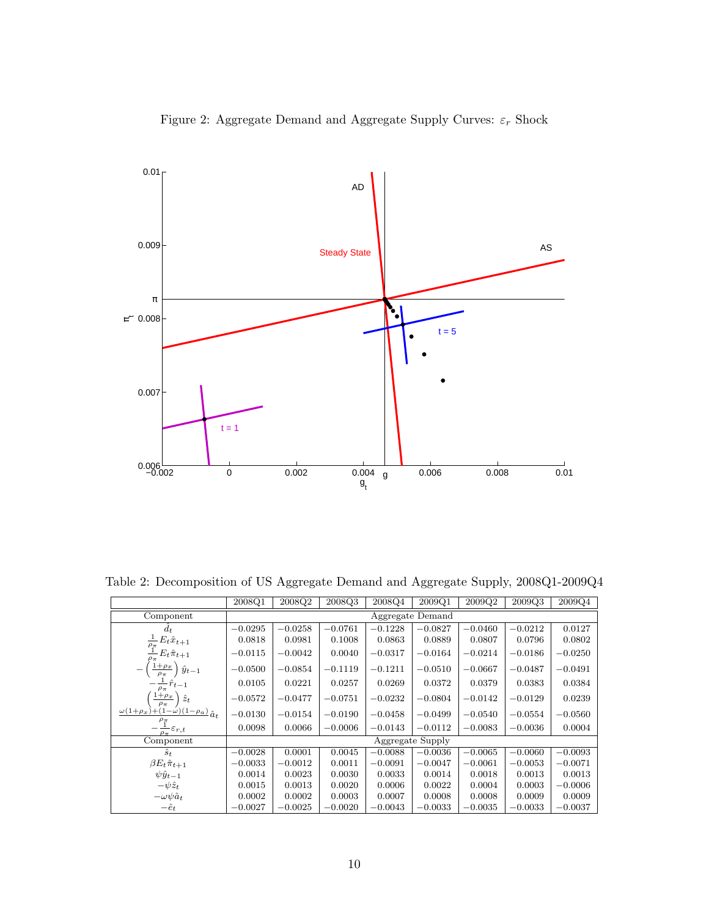Figure 2: Aggregate Demand and Aggregate Supply Curves: $\varepsilon_r$ Shock

Table 2: Decomposition of US Aggregate Demand and Aggregate Supply, 2008Q1-2009Q4

| | 2008Q1 | 2008Q2 | 2008Q3 | 2008Q4 | 2009Q1 | 2009Q2 | 2009Q3 | 2009Q4 |
|---|---|---|---|---|---|---|---|---|
| Component | Aggregate Demand | | | | | | | |
| $\hat{d}_t$ | $-0.0295$ | $-0.0258$ | $-0.0761$ | $-0.1228$ | $-0.0827$ | $-0.0460$ | $-0.0212$ | $0.0127$ |
| $\frac{1}{\rho_\pi} E_t \hat{x}_{t+1}$ | $0.0818$ | $0.0981$ | $0.1008$ | $0.0863$ | $0.0889$ | $0.0807$ | $0.0796$ | $0.0802$ |
| $\frac{1}{\rho_\pi} E_t \hat{\pi}_{t+1}$ | $-0.0115$ | $-0.0042$ | $0.0040$ | $-0.0317$ | $-0.0164$ | $-0.0214$ | $-0.0186$ | $-0.0250$ |
| $-\left(\frac{1+\rho_x}{\rho_\pi}\right)\hat{y}_{t-1}$ | $-0.0500$ | $-0.0854$ | $-0.1119$ | $-0.1211$ | $-0.0510$ | $-0.0667$ | $-0.0487$ | $-0.0491$ |
| $-\frac{1}{\rho_\pi}\hat{r}_{t-1}$ | $0.0105$ | $0.0221$ | $0.0257$ | $0.0269$ | $0.0372$ | $0.0379$ | $0.0383$ | $0.0384$ |
| $\left(\frac{1+\rho_x}{\rho_\pi}\right)\hat{z}_t$ | $-0.0572$ | $-0.0477$ | $-0.0751$ | $-0.0232$ | $-0.0804$ | $-0.0142$ | $-0.0129$ | $0.0239$ |
| $\frac{\omega(1+\rho_x)+(1-\omega)(1-\rho_a)}{\rho_\pi}\hat{a}_t$ | $-0.0130$ | $-0.0154$ | $-0.0190$ | $-0.0458$ | $-0.0499$ | $-0.0540$ | $-0.0554$ | $-0.0560$ |
| $-\frac{1}{\rho_\pi}\varepsilon_{r,t}$ | $0.0098$ | $0.0066$ | $-0.0006$ | $-0.0143$ | $-0.0112$ | $-0.0083$ | $-0.0036$ | $0.0004$ |
| Component | Aggregate Supply | | | | | | | |
| $\hat{s}_t$ | $-0.0028$ | $0.0001$ | $0.0045$ | $-0.0088$ | $-0.0036$ | $-0.0065$ | $-0.0060$ | $-0.0093$ |
| $\beta E_t \hat{\pi}_{t+1}$ | $-0.0033$ | $-0.0012$ | $0.0011$ | $-0.0091$ | $-0.0047$ | $-0.0061$ | $-0.0053$ | $-0.0071$ |
| $\psi \hat{y}_{t-1}$ | $0.0014$ | $0.0023$ | $0.0030$ | $0.0033$ | $0.0014$ | $0.0018$ | $0.0013$ | $0.0013$ |
| $-\psi \hat{z}_t$ | $0.0015$ | $0.0013$ | $0.0020$ | $0.0006$ | $0.0022$ | $0.0004$ | $0.0003$ | $-0.0006$ |
| $-\omega\psi\hat{a}_t$ | $0.0002$ | $0.0002$ | $0.0003$ | $0.0007$ | $0.0008$ | $0.0008$ | $0.0009$ | $0.0009$ |
| $-\hat{e}_t$ | $-0.0027$ | $-0.0025$ | $-0.0020$ | $-0.0043$ | $-0.0033$ | $-0.0035$ | $-0.0033$ | $-0.0037$ |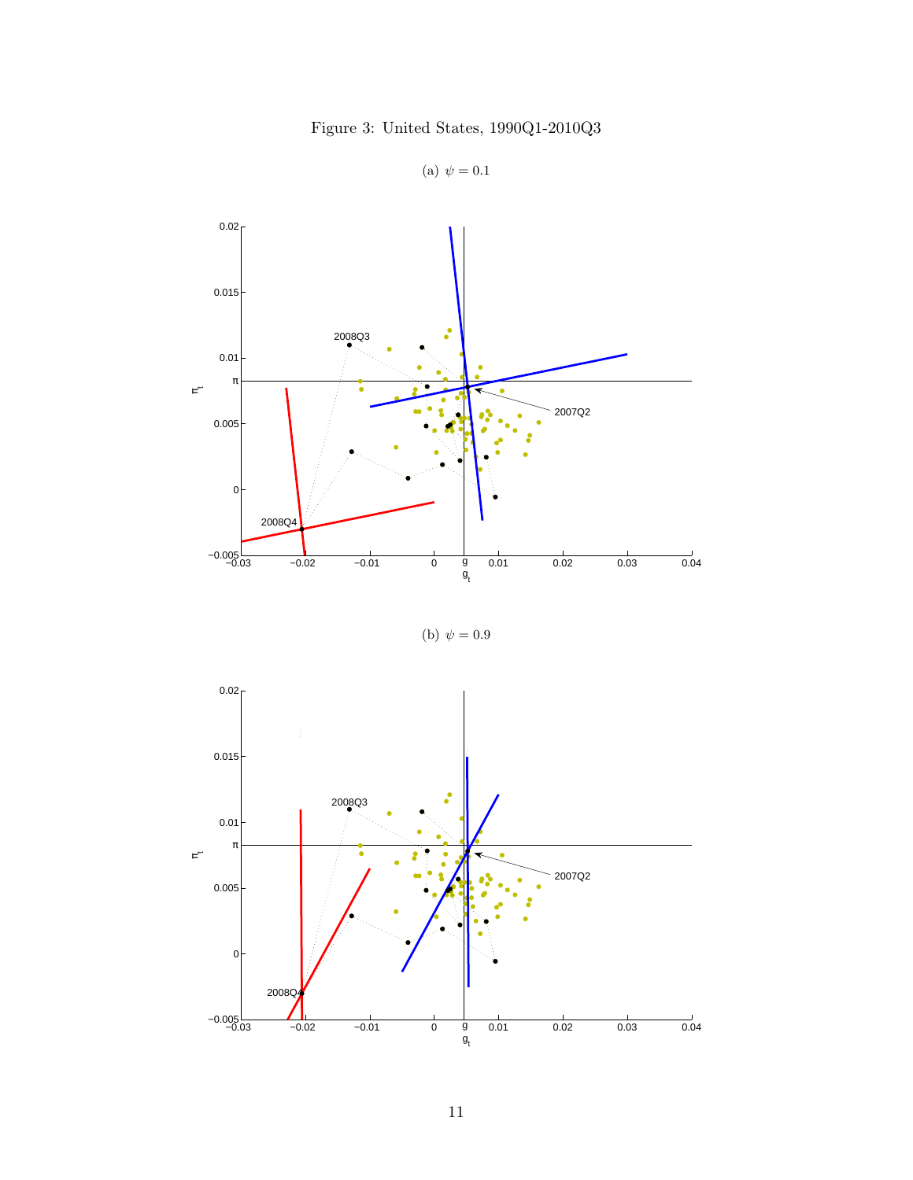Figure 3: United States, 1990Q1-2010Q3

(a) $\psi = 0.1$

0.02
0.015
0.01
$\pi$
0.005
0
−0.005
$\pi_t$
−0.03
−0.02
−0.01
0
g
0.01
0.02
0.03
0.04
$g_t$
2008Q3
2007Q2
2008Q4

(b) $\psi = 0.9$

0.02
0.015
0.01
$\pi$
0.005
0
−0.005
$\pi_t$
−0.03
−0.02
−0.01
0
g
0.01
0.02
0.03
0.04
$g_t$
2008Q3
2007Q2
2008Q4